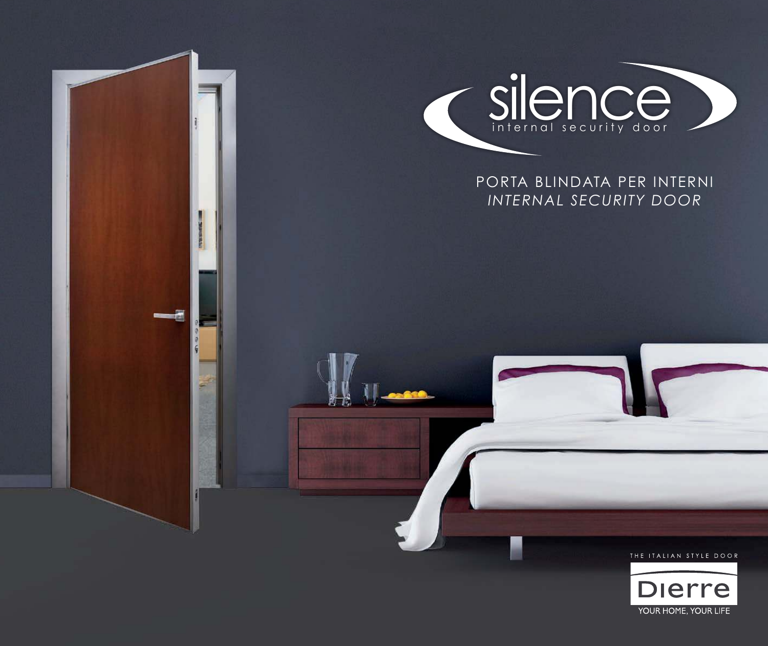# silence

internal security door

PORTA BLINDATA PER INTERNI

*INTERNAL SECURITY DOOR*

THE ITALIAN STYLE DOOR

Dierre

YOUR HOME, YOUR LIFE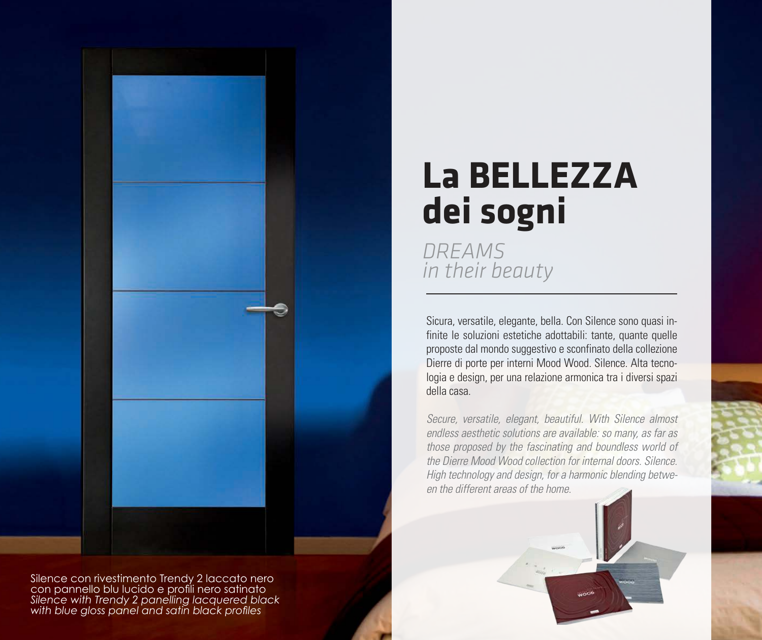# La BELLEZZA dei sogni

*DREAMS in their beauty*

Sicura, versatile, elegante, bella. Con Silence sono quasi infinite le soluzioni estetiche adottabili: tante, quante quelle proposte dal mondo suggestivo e sconfinato della collezione Dierre di porte per interni Mood Wood. Silence. Alta tecnologia e design, per una relazione armonica tra i diversi spazi della casa.

*Secure, versatile, elegant, beautiful. With Silence almost endless aesthetic solutions are available: so many, as far as those proposed by the fascinating and boundless world of the Dierre Mood Wood collection for internal doors. Silence. High technology and design, for a harmonic blending between the different areas of the home.*

Silence con rivestimento Trendy 2 laccato nero con pannello blu lucido e profili nero satinato
*Silence with Trendy 2 panelling lacquered black with blue gloss panel and satin black profiles*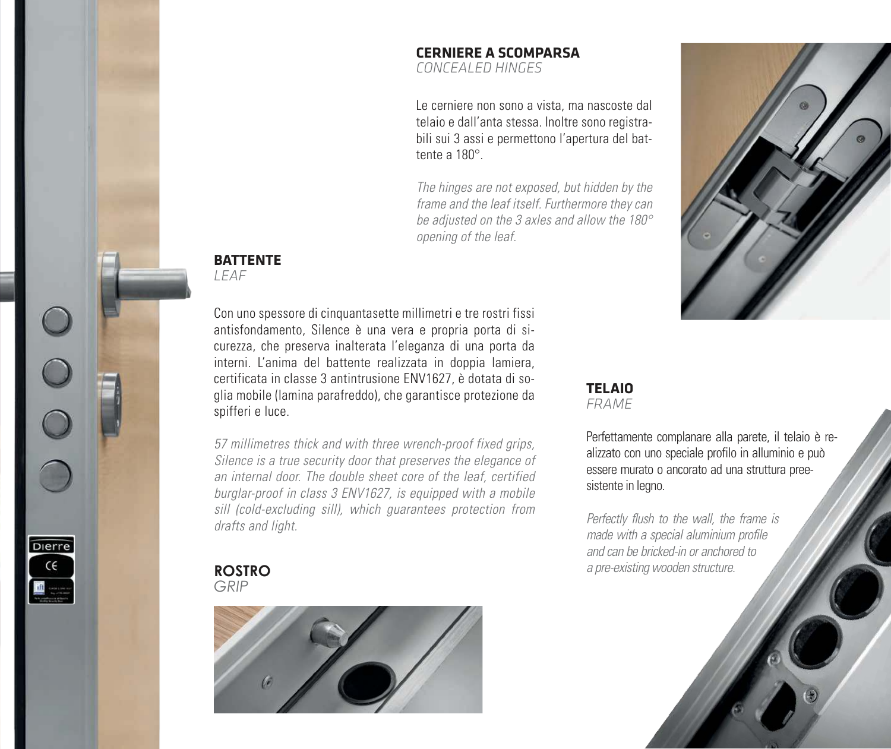## CERNIERE A SCOMPARSA
*CONCEALED HINGES*

Le cerniere non sono a vista, ma nascoste dal telaio e dall'anta stessa. Inoltre sono registrabili sui 3 assi e permettono l'apertura del battente a 180°.

*The hinges are not exposed, but hidden by the frame and the leaf itself. Furthermore they can be adjusted on the 3 axles and allow the 180° opening of the leaf.*

## BATTENTE
*LEAF*

Con uno spessore di cinquantasette millimetri e tre rostri fissi antisfondamento, Silence è una vera e propria porta di sicurezza, che preserva inalterata l'eleganza di una porta da interni. L'anima del battente realizzata in doppia lamiera, certificata in classe 3 antintrusione ENV1627, è dotata di soglia mobile (lamina parafreddo), che garantisce protezione da spifferi e luce.

*57 millimetres thick and with three wrench-proof fixed grips, Silence is a true security door that preserves the elegance of an internal door. The double sheet core of the leaf, certified burglar-proof in class 3 ENV1627, is equipped with a mobile sill (cold-excluding sill), which guarantees protection from drafts and light.*

## ROSTRO
*GRIP*

## TELAIO
*FRAME*

Perfettamente complanare alla parete, il telaio è realizzato con uno speciale profilo in alluminio e può essere murato o ancorato ad una struttura preesistente in legno.

*Perfectly flush to the wall, the frame is made with a special aluminium profile and can be bricked-in or anchored to a pre-existing wooden structure.*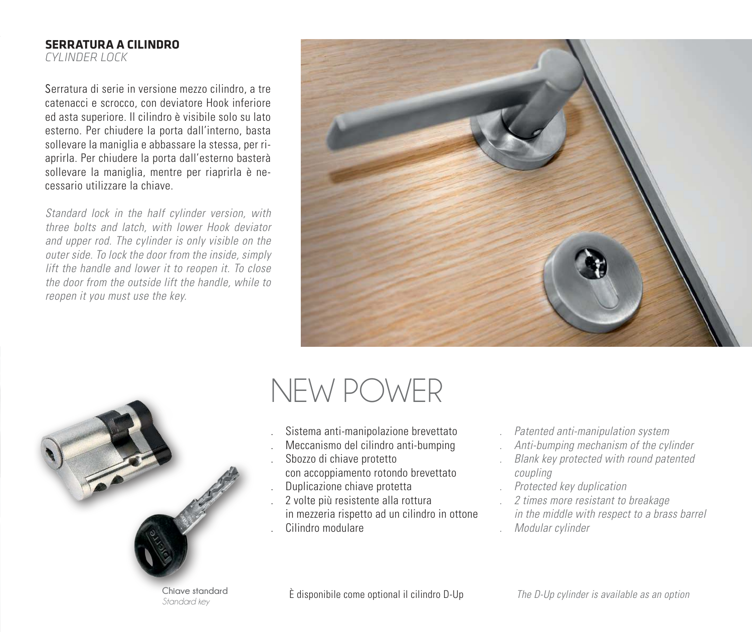**SERRATURA A CILINDRO**
*CYLINDER LOCK*

Serratura di serie in versione mezzo cilindro, a tre catenacci e scrocco, con deviatore Hook inferiore ed asta superiore. Il cilindro è visibile solo su lato esterno. Per chiudere la porta dall'interno, basta sollevare la maniglia e abbassare la stessa, per riaprirla. Per chiudere la porta dall'esterno basterà sollevare la maniglia, mentre per riaprirla è necessario utilizzare la chiave.

*Standard lock in the half cylinder version, with three bolts and latch, with lower Hook deviator and upper rod. The cylinder is only visible on the outer side. To lock the door from the inside, simply lift the handle and lower it to reopen it. To close the door from the outside lift the handle, while to reopen it you must use the key.*

# NEW POWER

- Sistema anti-manipolazione brevettato
- Meccanismo del cilindro anti-bumping
- Sbozzo di chiave protetto con accoppiamento rotondo brevettato
- Duplicazione chiave protetta
- 2 volte più resistente alla rottura in mezzeria rispetto ad un cilindro in ottone
- Cilindro modulare

- *Patented anti-manipulation system*
- *Anti-bumping mechanism of the cylinder*
- *Blank key protected with round patented coupling*
- *Protected key duplication*
- *2 times more resistant to breakage in the middle with respect to a brass barrel*
- *Modular cylinder*

Chiave standard
*Standard key*

È disponibile come optional il cilindro D-Up

*The D-Up cylinder is available as an option*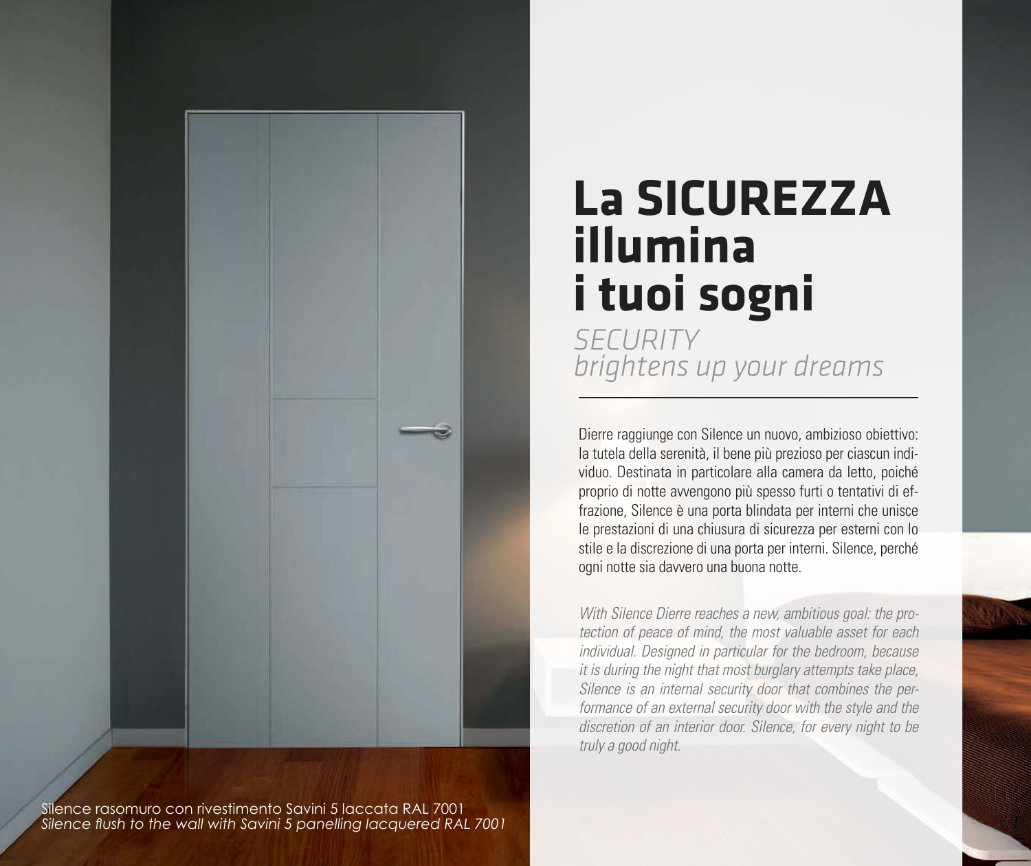# La SICUREZZA illumina i tuoi sogni

*SECURITY brightens up your dreams*

Dierre raggiunge con Silence un nuovo, ambizioso obiettivo: la tutela della serenità, il bene più prezioso per ciascun individuo. Destinata in particolare alla camera da letto, poiché proprio di notte avvengono più spesso furti o tentativi di effrazione, Silence è una porta blindata per interni che unisce le prestazioni di una chiusura di sicurezza per esterni con lo stile e la discrezione di una porta per interni. Silence, perché ogni notte sia davvero una buona notte.

*With Silence Dierre reaches a new, ambitious goal: the protection of peace of mind, the most valuable asset for each individual. Designed in particular for the bedroom, because it is during the night that most burglary attempts take place, Silence is an internal security door that combines the performance of an external security door with the style and the discretion of an interior door. Silence, for every night to be truly a good night.*

Silence rasomuro con rivestimento Savini 5 laccata RAL 7001
*Silence flush to the wall with Savini 5 panelling lacquered RAL 7001*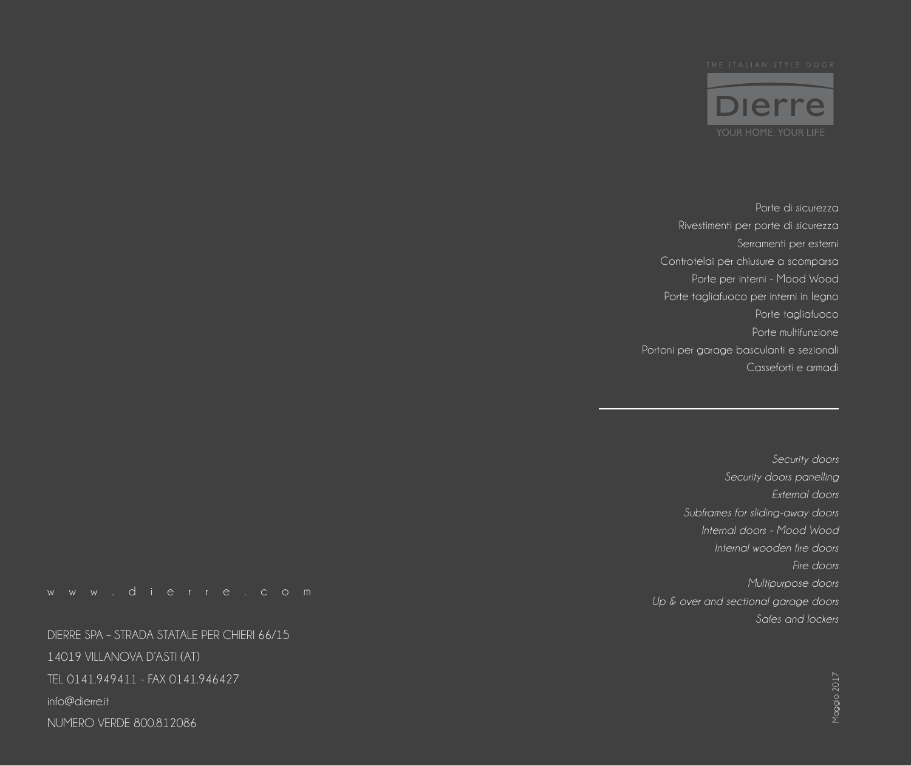THE ITALIAN STYLE DOOR

Dierre

YOUR HOME, YOUR LIFE

Porte di sicurezza
Rivestimenti per porte di sicurezza
Serramenti per esterni
Controtelai per chiusure a scomparsa
Porte per interni - Mood Wood
Porte tagliafuoco per interni in legno
Porte tagliafuoco
Porte multifunzione
Portoni per garage basculanti e sezionali
Casseforti e armadi

---

*Security doors*
*Security doors panelling*
*External doors*
*Subframes for sliding-away doors*
*Internal doors - Mood Wood*
*Internal wooden fire doors*
*Fire doors*
*Multipurpose doors*
*Up & over and sectional garage doors*
*Safes and lockers*

www.dierre.com

DIERRE SPA – STRADA STATALE PER CHIERI 66/15
14019 VILLANOVA D'ASTI (AT)
TEL 0141.949411 - FAX 0141.946427
info@dierre.it
NUMERO VERDE 800.812086

Maggio 2017